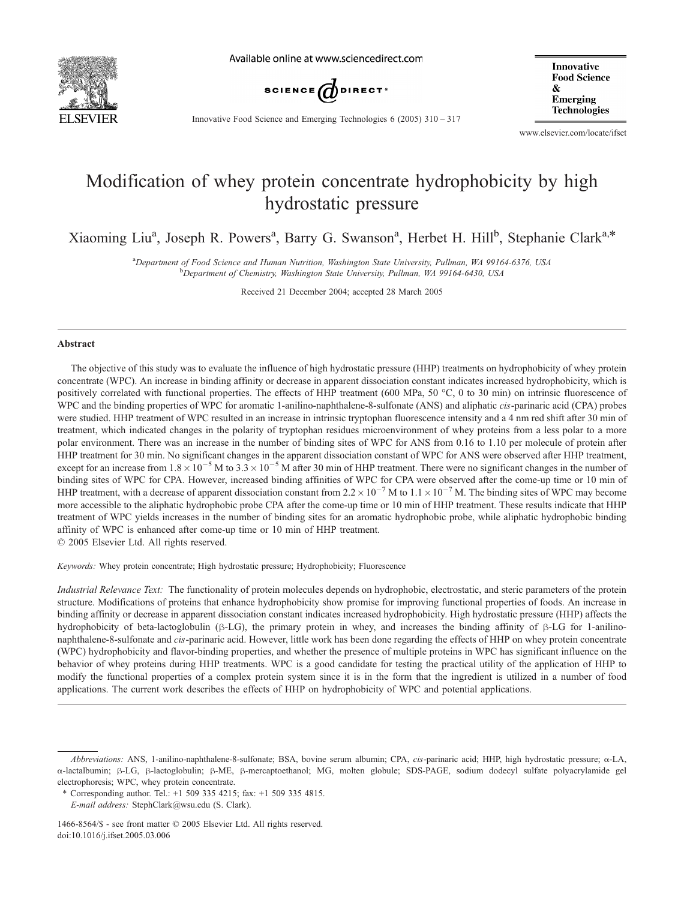# Modification of whey protein concentrate hydrophobicity by high hydrostatic pressure

Xiaoming Liu[a], Joseph R. Powers[a], Barry G. Swanson[a], Herbet H. Hill[b], Stephanie Clark[a,*]

[a]Department of Food Science and Human Nutrition, Washington State University, Pullman, WA 99164-6376, USA
[b]Department of Chemistry, Washington State University, Pullman, WA 99164-6430, USA

Received 21 December 2004; accepted 28 March 2005

## Abstract

The objective of this study was to evaluate the influence of high hydrostatic pressure (HHP) treatments on hydrophobicity of whey protein concentrate (WPC). An increase in binding affinity or decrease in apparent dissociation constant indicates increased hydrophobicity, which is positively correlated with functional properties. The effects of HHP treatment (600 MPa, 50 °C, 0 to 30 min) on intrinsic fluorescence of WPC and the binding properties of WPC for aromatic 1-anilino-naphthalene-8-sulfonate (ANS) and aliphatic *cis*-parinaric acid (CPA) probes were studied. HHP treatment of WPC resulted in an increase in intrinsic tryptophan fluorescence intensity and a 4 nm red shift after 30 min of treatment, which indicated changes in the polarity of tryptophan residues microenvironment of whey proteins from a less polar to a more polar environment. There was an increase in the number of binding sites of WPC for ANS from 0.16 to 1.10 per molecule of protein after HHP treatment for 30 min. No significant changes in the apparent dissociation constant of WPC for ANS were observed after HHP treatment, except for an increase from $1.8 \times 10^{-5}$ M to $3.3 \times 10^{-5}$ M after 30 min of HHP treatment. There were no significant changes in the number of binding sites of WPC for CPA. However, increased binding affinities of WPC for CPA were observed after the come-up time or 10 min of HHP treatment, with a decrease of apparent dissociation constant from $2.2 \times 10^{-7}$ M to $1.1 \times 10^{-7}$ M. The binding sites of WPC may become more accessible to the aliphatic hydrophobic probe CPA after the come-up time or 10 min of HHP treatment. These results indicate that HHP treatment of WPC yields increases in the number of binding sites for an aromatic hydrophobic probe, while aliphatic hydrophobic binding affinity of WPC is enhanced after come-up time or 10 min of HHP treatment.

© 2005 Elsevier Ltd. All rights reserved.

*Keywords:* Whey protein concentrate; High hydrostatic pressure; Hydrophobicity; Fluorescence

*Industrial Relevance Text:* The functionality of protein molecules depends on hydrophobic, electrostatic, and steric parameters of the protein structure. Modifications of proteins that enhance hydrophobicity show promise for improving functional properties of foods. An increase in binding affinity or decrease in apparent dissociation constant indicates increased hydrophobicity. High hydrostatic pressure (HHP) affects the hydrophobicity of beta-lactoglobulin (β-LG), the primary protein in whey, and increases the binding affinity of β-LG for 1-anilino-naphthalene-8-sulfonate and *cis*-parinaric acid. However, little work has been done regarding the effects of HHP on whey protein concentrate (WPC) hydrophobicity and flavor-binding properties, and whether the presence of multiple proteins in WPC has significant influence on the behavior of whey proteins during HHP treatments. WPC is a good candidate for testing the practical utility of the application of HHP to modify the functional properties of a complex protein system since it is in the form that the ingredient is utilized in a number of food applications. The current work describes the effects of HHP on hydrophobicity of WPC and potential applications.

---

*Abbreviations:* ANS, 1-anilino-naphthalene-8-sulfonate; BSA, bovine serum albumin; CPA, *cis*-parinaric acid; HHP, high hydrostatic pressure; α-LA, α-lactalbumin; β-LG, β-lactoglobulin; β-ME, β-mercaptoethanol; MG, molten globule; SDS-PAGE, sodium dodecyl sulfate polyacrylamide gel electrophoresis; WPC, whey protein concentrate.

\* Corresponding author. Tel.: +1 509 335 4215; fax: +1 509 335 4815.
*E-mail address:* StephClark@wsu.edu (S. Clark).

1466-8564/$ - see front matter © 2005 Elsevier Ltd. All rights reserved.
doi:10.1016/j.ifset.2005.03.006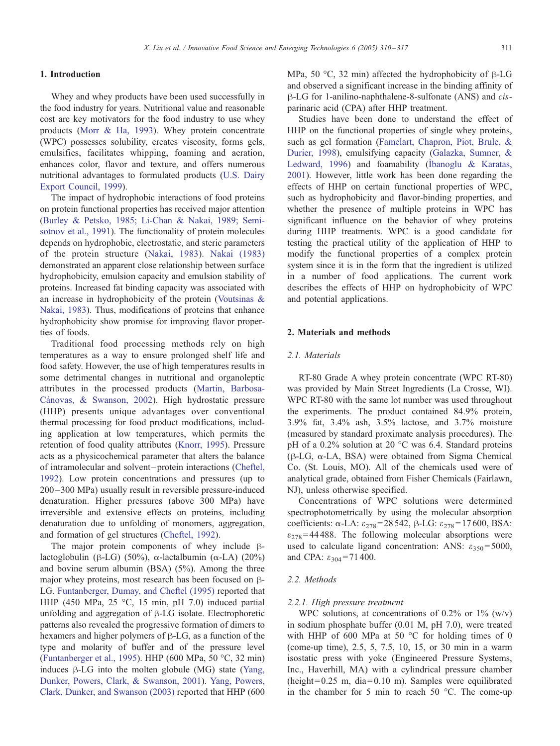## 1. Introduction

Whey and whey products have been used successfully in the food industry for years. Nutritional value and reasonable cost are key motivators for the food industry to use whey products (Morr & Ha, 1993). Whey protein concentrate (WPC) possesses solubility, creates viscosity, forms gels, emulsifies, facilitates whipping, foaming and aeration, enhances color, flavor and texture, and offers numerous nutritional advantages to formulated products (U.S. Dairy Export Council, 1999).

The impact of hydrophobic interactions of food proteins on protein functional properties has received major attention (Burley & Petsko, 1985; Li-Chan & Nakai, 1989; Semisotnov et al., 1991). The functionality of protein molecules depends on hydrophobic, electrostatic, and steric parameters of the protein structure (Nakai, 1983). Nakai (1983) demonstrated an apparent close relationship between surface hydrophobicity, emulsion capacity and emulsion stability of proteins. Increased fat binding capacity was associated with an increase in hydrophobicity of the protein (Voutsinas & Nakai, 1983). Thus, modifications of proteins that enhance hydrophobicity show promise for improving flavor properties of foods.

Traditional food processing methods rely on high temperatures as a way to ensure prolonged shelf life and food safety. However, the use of high temperatures results in some detrimental changes in nutritional and organoleptic attributes in the processed products (Martin, Barbosa-Cánovas, & Swanson, 2002). High hydrostatic pressure (HHP) presents unique advantages over conventional thermal processing for food product modifications, including application at low temperatures, which permits the retention of food quality attributes (Knorr, 1995). Pressure acts as a physicochemical parameter that alters the balance of intramolecular and solvent–protein interactions (Cheftel, 1992). Low protein concentrations and pressures (up to 200–300 MPa) usually result in reversible pressure-induced denaturation. Higher pressures (above 300 MPa) have irreversible and extensive effects on proteins, including denaturation due to unfolding of monomers, aggregation, and formation of gel structures (Cheftel, 1992).

The major protein components of whey include β-lactoglobulin (β-LG) (50%), α-lactalbumin (α-LA) (20%) and bovine serum albumin (BSA) (5%). Among the three major whey proteins, most research has been focused on β-LG. Funtanberger, Dumay, and Cheftel (1995) reported that HHP (450 MPa, 25 °C, 15 min, pH 7.0) induced partial unfolding and aggregation of β-LG isolate. Electrophoretic patterns also revealed the progressive formation of dimers to hexamers and higher polymers of β-LG, as a function of the type and molarity of buffer and of the pressure level (Funtanberger et al., 1995). HHP (600 MPa, 50 °C, 32 min) induces β-LG into the molten globule (MG) state (Yang, Dunker, Powers, Clark, & Swanson, 2001). Yang, Powers, Clark, Dunker, and Swanson (2003) reported that HHP (600 MPa, 50 °C, 32 min) affected the hydrophobicity of β-LG and observed a significant increase in the binding affinity of β-LG for 1-anilino-naphthalene-8-sulfonate (ANS) and *cis*-parinaric acid (CPA) after HHP treatment.

Studies have been done to understand the effect of HHP on the functional properties of single whey proteins, such as gel formation (Famelart, Chapron, Piot, Brule, & Durier, 1998), emulsifying capacity (Galazka, Sumner, & Ledward, 1996) and foamability (İbanoglu & Karatas, 2001). However, little work has been done regarding the effects of HHP on certain functional properties of WPC, such as hydrophobicity and flavor-binding properties, and whether the presence of multiple proteins in WPC has significant influence on the behavior of whey proteins during HHP treatments. WPC is a good candidate for testing the practical utility of the application of HHP to modify the functional properties of a complex protein system since it is in the form that the ingredient is utilized in a number of food applications. The current work describes the effects of HHP on hydrophobicity of WPC and potential applications.

## 2. Materials and methods

### 2.1. Materials

RT-80 Grade A whey protein concentrate (WPC RT-80) was provided by Main Street Ingredients (La Crosse, WI). WPC RT-80 with the same lot number was used throughout the experiments. The product contained 84.9% protein, 3.9% fat, 3.4% ash, 3.5% lactose, and 3.7% moisture (measured by standard proximate analysis procedures). The pH of a 0.2% solution at 20 °C was 6.4. Standard proteins (β-LG, α-LA, BSA) were obtained from Sigma Chemical Co. (St. Louis, MO). All of the chemicals used were of analytical grade, obtained from Fisher Chemicals (Fairlawn, NJ), unless otherwise specified.

Concentrations of WPC solutions were determined spectrophotometrically by using the molecular absorption coefficients: α-LA: $\varepsilon_{278}=28\,542$, β-LG: $\varepsilon_{278}=17\,600$, BSA: $\varepsilon_{278}=44\,488$. The following molecular absorptions were used to calculate ligand concentration: ANS: $\varepsilon_{350}=5000$, and CPA: $\varepsilon_{304}=71\,400$.

### 2.2. Methods

#### 2.2.1. High pressure treatment

WPC solutions, at concentrations of 0.2% or 1% (w/v) in sodium phosphate buffer (0.01 M, pH 7.0), were treated with HHP of 600 MPa at 50 °C for holding times of 0 (come-up time), 2.5, 5, 7.5, 10, 15, or 30 min in a warm isostatic press with yoke (Engineered Pressure Systems, Inc., Haverhill, MA) with a cylindrical pressure chamber (height = 0.25 m, dia = 0.10 m). Samples were equilibrated in the chamber for 5 min to reach 50 °C. The come-up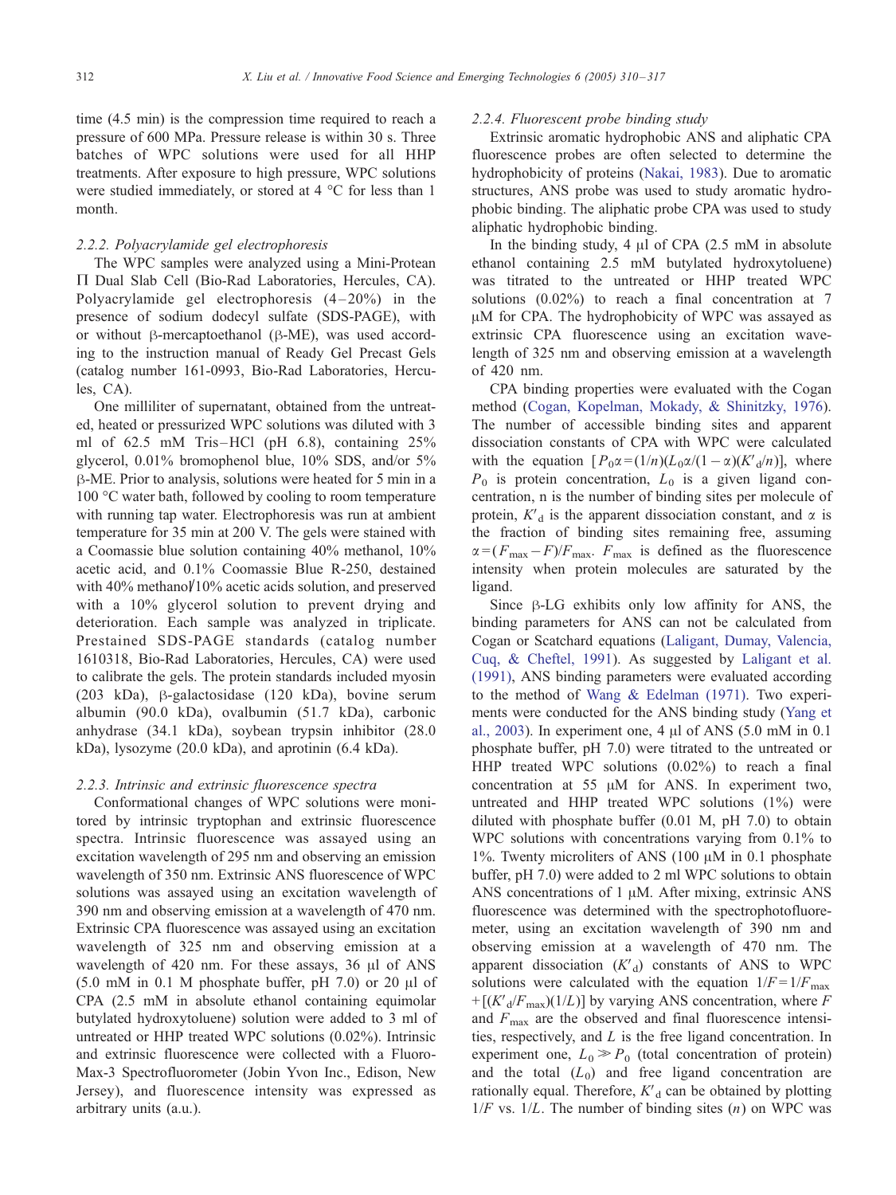time (4.5 min) is the compression time required to reach a pressure of 600 MPa. Pressure release is within 30 s. Three batches of WPC solutions were used for all HHP treatments. After exposure to high pressure, WPC solutions were studied immediately, or stored at 4 °C for less than 1 month.

#### 2.2.2. Polyacrylamide gel electrophoresis

The WPC samples were analyzed using a Mini-Protean Π Dual Slab Cell (Bio-Rad Laboratories, Hercules, CA). Polyacrylamide gel electrophoresis (4–20%) in the presence of sodium dodecyl sulfate (SDS-PAGE), with or without β-mercaptoethanol (β-ME), was used according to the instruction manual of Ready Gel Precast Gels (catalog number 161-0993, Bio-Rad Laboratories, Hercules, CA).

One milliliter of supernatant, obtained from the untreated, heated or pressurized WPC solutions was diluted with 3 ml of 62.5 mM Tris–HCl (pH 6.8), containing 25% glycerol, 0.01% bromophenol blue, 10% SDS, and/or 5% β-ME. Prior to analysis, solutions were heated for 5 min in a 100 °C water bath, followed by cooling to room temperature with running tap water. Electrophoresis was run at ambient temperature for 35 min at 200 V. The gels were stained with a Coomassie blue solution containing 40% methanol, 10% acetic acid, and 0.1% Coomassie Blue R-250, destained with 40% methanol/10% acetic acids solution, and preserved with a 10% glycerol solution to prevent drying and deterioration. Each sample was analyzed in triplicate. Prestained SDS-PAGE standards (catalog number 1610318, Bio-Rad Laboratories, Hercules, CA) were used to calibrate the gels. The protein standards included myosin (203 kDa), β-galactosidase (120 kDa), bovine serum albumin (90.0 kDa), ovalbumin (51.7 kDa), carbonic anhydrase (34.1 kDa), soybean trypsin inhibitor (28.0 kDa), lysozyme (20.0 kDa), and aprotinin (6.4 kDa).

#### 2.2.3. Intrinsic and extrinsic fluorescence spectra

Conformational changes of WPC solutions were monitored by intrinsic tryptophan and extrinsic fluorescence spectra. Intrinsic fluorescence was assayed using an excitation wavelength of 295 nm and observing an emission wavelength of 350 nm. Extrinsic ANS fluorescence of WPC solutions was assayed using an excitation wavelength of 390 nm and observing emission at a wavelength of 470 nm. Extrinsic CPA fluorescence was assayed using an excitation wavelength of 325 nm and observing emission at a wavelength of 420 nm. For these assays, 36 μl of ANS (5.0 mM in 0.1 M phosphate buffer, pH 7.0) or 20 μl of CPA (2.5 mM in absolute ethanol containing equimolar butylated hydroxytoluene) solution were added to 3 ml of untreated or HHP treated WPC solutions (0.02%). Intrinsic and extrinsic fluorescence were collected with a Fluoro-Max-3 Spectrofluorometer (Jobin Yvon Inc., Edison, New Jersey), and fluorescence intensity was expressed as arbitrary units (a.u.).

#### 2.2.4. Fluorescent probe binding study

Extrinsic aromatic hydrophobic ANS and aliphatic CPA fluorescence probes are often selected to determine the hydrophobicity of proteins (Nakai, 1983). Due to aromatic structures, ANS probe was used to study aromatic hydrophobic binding. The aliphatic probe CPA was used to study aliphatic hydrophobic binding.

In the binding study, 4 μl of CPA (2.5 mM in absolute ethanol containing 2.5 mM butylated hydroxytoluene) was titrated to the untreated or HHP treated WPC solutions (0.02%) to reach a final concentration at 7 μM for CPA. The hydrophobicity of WPC was assayed as extrinsic CPA fluorescence using an excitation wavelength of 325 nm and observing emission at a wavelength of 420 nm.

CPA binding properties were evaluated with the Cogan method (Cogan, Kopelman, Mokady, & Shinitzky, 1976). The number of accessible binding sites and apparent dissociation constants of CPA with WPC were calculated with the equation $[P_0\alpha = (1/n)(L_0\alpha/(1-\alpha)(K'_d/n)]$, where $P_0$ is protein concentration, $L_0$ is a given ligand concentration, n is the number of binding sites per molecule of protein, $K'_d$ is the apparent dissociation constant, and $\alpha$ is the fraction of binding sites remaining free, assuming $\alpha = (F_{max} - F)/F_{max}$. $F_{max}$ is defined as the fluorescence intensity when protein molecules are saturated by the ligand.

Since β-LG exhibits only low affinity for ANS, the binding parameters for ANS can not be calculated from Cogan or Scatchard equations (Laligant, Dumay, Valencia, Cuq, & Cheftel, 1991). As suggested by Laligant et al. (1991), ANS binding parameters were evaluated according to the method of Wang & Edelman (1971). Two experiments were conducted for the ANS binding study (Yang et al., 2003). In experiment one, 4 μl of ANS (5.0 mM in 0.1 phosphate buffer, pH 7.0) were titrated to the untreated or HHP treated WPC solutions (0.02%) to reach a final concentration at 55 μM for ANS. In experiment two, untreated and HHP treated WPC solutions (1%) were diluted with phosphate buffer (0.01 M, pH 7.0) to obtain WPC solutions with concentrations varying from 0.1% to 1%. Twenty microliters of ANS (100 μM in 0.1 phosphate buffer, pH 7.0) were added to 2 ml WPC solutions to obtain ANS concentrations of 1 μM. After mixing, extrinsic ANS fluorescence was determined with the spectrophotofluoremeter, using an excitation wavelength of 390 nm and observing emission at a wavelength of 470 nm. The apparent dissociation ($K'_d$) constants of ANS to WPC solutions were calculated with the equation $1/F = 1/F_{max} + [(K'_d/F_{max})(1/L)]$ by varying ANS concentration, where $F$ and $F_{max}$ are the observed and final fluorescence intensities, respectively, and $L$ is the free ligand concentration. In experiment one, $L_0 \gg P_0$ (total concentration of protein) and the total ($L_0$) and free ligand concentration are rationally equal. Therefore, $K'_d$ can be obtained by plotting $1/F$ vs. $1/L$. The number of binding sites ($n$) on WPC was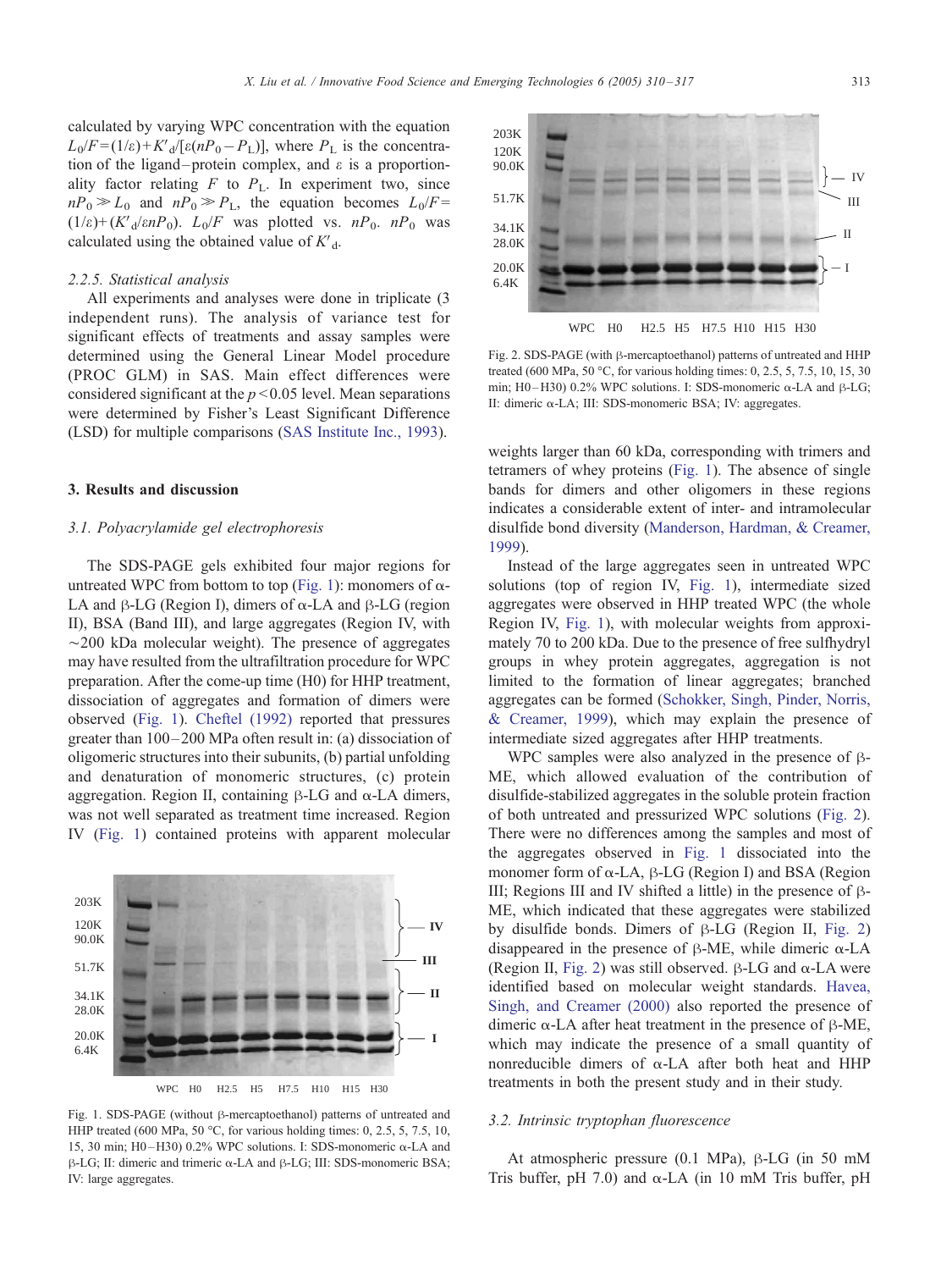calculated by varying WPC concentration with the equation $L_0/F=(1/\varepsilon)+K'_d/[\varepsilon(nP_0-P_L)]$, where $P_L$ is the concentration of the ligand–protein complex, and $\varepsilon$ is a proportionality factor relating $F$ to $P_L$. In experiment two, since $nP_0 \gg L_0$ and $nP_0 \gg P_L$, the equation becomes $L_0/F=(1/\varepsilon)+(K'_d/\varepsilon nP_0)$. $L_0/F$ was plotted vs. $nP_0$. $nP_0$ was calculated using the obtained value of $K'_d$.

### 2.2.5. Statistical analysis

All experiments and analyses were done in triplicate (3 independent runs). The analysis of variance test for significant effects of treatments and assay samples were determined using the General Linear Model procedure (PROC GLM) in SAS. Main effect differences were considered significant at the $p<0.05$ level. Mean separations were determined by Fisher's Least Significant Difference (LSD) for multiple comparisons (SAS Institute Inc., 1993).

## 3. Results and discussion

### 3.1. Polyacrylamide gel electrophoresis

The SDS-PAGE gels exhibited four major regions for untreated WPC from bottom to top (Fig. 1): monomers of α-LA and β-LG (Region I), dimers of α-LA and β-LG (region II), BSA (Band III), and large aggregates (Region IV, with ~200 kDa molecular weight). The presence of aggregates may have resulted from the ultrafiltration procedure for WPC preparation. After the come-up time (H0) for HHP treatment, dissociation of aggregates and formation of dimers were observed (Fig. 1). Cheftel (1992) reported that pressures greater than 100–200 MPa often result in: (a) dissociation of oligomeric structures into their subunits, (b) partial unfolding and denaturation of monomeric structures, (c) protein aggregation. Region II, containing β-LG and α-LA dimers, was not well separated as treatment time increased. Region IV (Fig. 1) contained proteins with apparent molecular weights larger than 60 kDa, corresponding with trimers and tetramers of whey proteins (Fig. 1). The absence of single bands for dimers and other oligomers in these regions indicates a considerable extent of inter- and intramolecular disulfide bond diversity (Manderson, Hardman, & Creamer, 1999).

Fig. 1. SDS-PAGE (without β-mercaptoethanol) patterns of untreated and HHP treated (600 MPa, 50 °C, for various holding times: 0, 2.5, 5, 7.5, 10, 15, 30 min; H0–H30) 0.2% WPC solutions. I: SDS-monomeric α-LA and β-LG; II: dimeric and trimeric α-LA and β-LG; III: SDS-monomeric BSA; IV: large aggregates.

Fig. 2. SDS-PAGE (with β-mercaptoethanol) patterns of untreated and HHP treated (600 MPa, 50 °C, for various holding times: 0, 2.5, 5, 7.5, 10, 15, 30 min; H0–H30) 0.2% WPC solutions. I: SDS-monomeric α-LA and β-LG; II: dimeric α-LA; III: SDS-monomeric BSA; IV: aggregates.

Instead of the large aggregates seen in untreated WPC solutions (top of region IV, Fig. 1), intermediate sized aggregates were observed in HHP treated WPC (the whole Region IV, Fig. 1), with molecular weights from approximately 70 to 200 kDa. Due to the presence of free sulfhydryl groups in whey protein aggregates, aggregation is not limited to the formation of linear aggregates; branched aggregates can be formed (Schokker, Singh, Pinder, Norris, & Creamer, 1999), which may explain the presence of intermediate sized aggregates after HHP treatments.

WPC samples were also analyzed in the presence of β-ME, which allowed evaluation of the contribution of disulfide-stabilized aggregates in the soluble protein fraction of both untreated and pressurized WPC solutions (Fig. 2). There were no differences among the samples and most of the aggregates observed in Fig. 1 dissociated into the monomer form of α-LA, β-LG (Region I) and BSA (Region III; Regions III and IV shifted a little) in the presence of β-ME, which indicated that these aggregates were stabilized by disulfide bonds. Dimers of β-LG (Region II, Fig. 2) disappeared in the presence of β-ME, while dimeric α-LA (Region II, Fig. 2) was still observed. β-LG and α-LA were identified based on molecular weight standards. Havea, Singh, and Creamer (2000) also reported the presence of dimeric α-LA after heat treatment in the presence of β-ME, which may indicate the presence of a small quantity of nonreducible dimers of α-LA after both heat and HHP treatments in both the present study and in their study.

### 3.2. Intrinsic tryptophan fluorescence

At atmospheric pressure (0.1 MPa), β-LG (in 50 mM Tris buffer, pH 7.0) and α-LA (in 10 mM Tris buffer, pH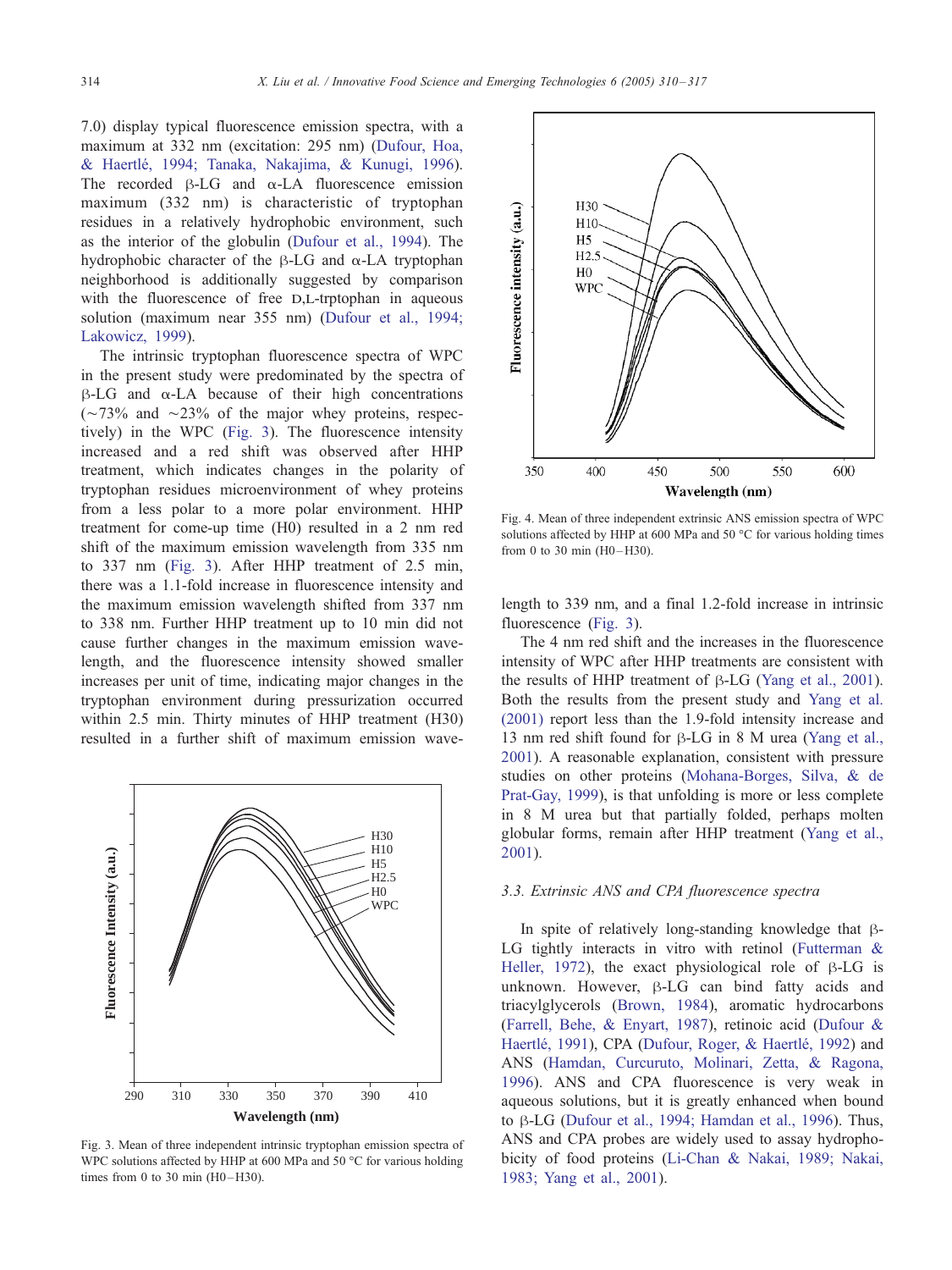7.0) display typical fluorescence emission spectra, with a maximum at 332 nm (excitation: 295 nm) (Dufour, Hoa, & Haertlé, 1994; Tanaka, Nakajima, & Kunugi, 1996). The recorded β-LG and α-LA fluorescence emission maximum (332 nm) is characteristic of tryptophan residues in a relatively hydrophobic environment, such as the interior of the globulin (Dufour et al., 1994). The hydrophobic character of the β-LG and α-LA tryptophan neighborhood is additionally suggested by comparison with the fluorescence of free D,L-trptophan in aqueous solution (maximum near 355 nm) (Dufour et al., 1994; Lakowicz, 1999).

The intrinsic tryptophan fluorescence spectra of WPC in the present study were predominated by the spectra of β-LG and α-LA because of their high concentrations (~73% and ~23% of the major whey proteins, respectively) in the WPC (Fig. 3). The fluorescence intensity increased and a red shift was observed after HHP treatment, which indicates changes in the polarity of tryptophan residues microenvironment of whey proteins from a less polar to a more polar environment. HHP treatment for come-up time (H0) resulted in a 2 nm red shift of the maximum emission wavelength from 335 nm to 337 nm (Fig. 3). After HHP treatment of 2.5 min, there was a 1.1-fold increase in fluorescence intensity and the maximum emission wavelength shifted from 337 nm to 338 nm. Further HHP treatment up to 10 min did not cause further changes in the maximum emission wavelength, and the fluorescence intensity showed smaller increases per unit of time, indicating major changes in the tryptophan environment during pressurization occurred within 2.5 min. Thirty minutes of HHP treatment (H30) resulted in a further shift of maximum emission wavelength to 339 nm, and a final 1.2-fold increase in intrinsic fluorescence (Fig. 3).

Fig. 3. Mean of three independent intrinsic tryptophan emission spectra of WPC solutions affected by HHP at 600 MPa and 50 °C for various holding times from 0 to 30 min (H0–H30).

Fig. 4. Mean of three independent extrinsic ANS emission spectra of WPC solutions affected by HHP at 600 MPa and 50 °C for various holding times from 0 to 30 min (H0–H30).

The 4 nm red shift and the increases in the fluorescence intensity of WPC after HHP treatments are consistent with the results of HHP treatment of β-LG (Yang et al., 2001). Both the results from the present study and Yang et al. (2001) report less than the 1.9-fold intensity increase and 13 nm red shift found for β-LG in 8 M urea (Yang et al., 2001). A reasonable explanation, consistent with pressure studies on other proteins (Mohana-Borges, Silva, & de Prat-Gay, 1999), is that unfolding is more or less complete in 8 M urea but that partially folded, perhaps molten globular forms, remain after HHP treatment (Yang et al., 2001).

### 3.3. Extrinsic ANS and CPA fluorescence spectra

In spite of relatively long-standing knowledge that β-LG tightly interacts in vitro with retinol (Futterman & Heller, 1972), the exact physiological role of β-LG is unknown. However, β-LG can bind fatty acids and triacylglycerols (Brown, 1984), aromatic hydrocarbons (Farrell, Behe, & Enyart, 1987), retinoic acid (Dufour & Haertlé, 1991), CPA (Dufour, Roger, & Haertlé, 1992) and ANS (Hamdan, Curcuruto, Molinari, Zetta, & Ragona, 1996). ANS and CPA fluorescence is very weak in aqueous solutions, but it is greatly enhanced when bound to β-LG (Dufour et al., 1994; Hamdan et al., 1996). Thus, ANS and CPA probes are widely used to assay hydrophobicity of food proteins (Li-Chan & Nakai, 1989; Nakai, 1983; Yang et al., 2001).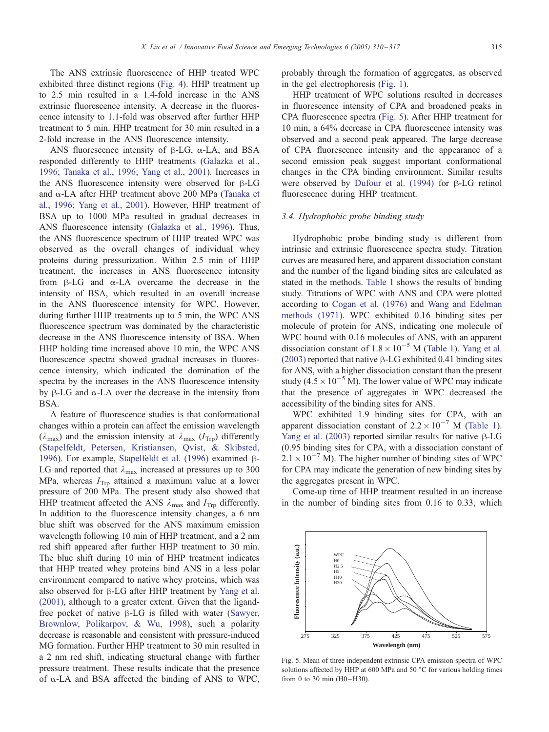The ANS extrinsic fluorescence of HHP treated WPC exhibited three distinct regions (Fig. 4). HHP treatment up to 2.5 min resulted in a 1.4-fold increase in the ANS extrinsic fluorescence intensity. A decrease in the fluorescence intensity to 1.1-fold was observed after further HHP treatment to 5 min. HHP treatment for 30 min resulted in a 2-fold increase in the ANS fluorescence intensity.

ANS fluorescence intensity of β-LG, α-LA, and BSA responded differently to HHP treatments (Galazka et al., 1996; Tanaka et al., 1996; Yang et al., 2001). Increases in the ANS fluorescence intensity were observed for β-LG and α-LA after HHP treatment above 200 MPa (Tanaka et al., 1996; Yang et al., 2001). However, HHP treatment of BSA up to 1000 MPa resulted in gradual decreases in ANS fluorescence intensity (Galazka et al., 1996). Thus, the ANS fluorescence spectrum of HHP treated WPC was observed as the overall changes of individual whey proteins during pressurization. Within 2.5 min of HHP treatment, the increases in ANS fluorescence intensity from β-LG and α-LA overcame the decrease in the intensity of BSA, which resulted in an overall increase in the ANS fluorescence intensity for WPC. However, during further HHP treatments up to 5 min, the WPC ANS fluorescence spectrum was dominated by the characteristic decrease in the ANS fluorescence intensity of BSA. When HHP holding time increased above 10 min, the WPC ANS fluorescence spectra showed gradual increases in fluorescence intensity, which indicated the domination of the spectra by the increases in the ANS fluorescence intensity by β-LG and α-LA over the decrease in the intensity from BSA.

A feature of fluorescence studies is that conformational changes within a protein can affect the emission wavelength ($\lambda_{max}$) and the emission intensity at $\lambda_{max}$ ($I_{Trp}$) differently (Stapelfeldt, Petersen, Kristiansen, Qvist, & Skibsted, 1996). For example, Stapelfeldt et al. (1996) examined β-LG and reported that $\lambda_{max}$ increased at pressures up to 300 MPa, whereas $I_{Trp}$ attained a maximum value at a lower pressure of 200 MPa. The present study also showed that HHP treatment affected the ANS $\lambda_{max}$ and $I_{Trp}$ differently. In addition to the fluorescence intensity changes, a 6 nm blue shift was observed for the ANS maximum emission wavelength following 10 min of HHP treatment, and a 2 nm red shift appeared after further HHP treatment to 30 min. The blue shift during 10 min of HHP treatment indicates that HHP treated whey proteins bind ANS in a less polar environment compared to native whey proteins, which was also observed for β-LG after HHP treatment by Yang et al. (2001), although to a greater extent. Given that the ligand-free pocket of native β-LG is filled with water (Sawyer, Brownlow, Polikarpov, & Wu, 1998), such a polarity decrease is reasonable and consistent with pressure-induced MG formation. Further HHP treatment to 30 min resulted in a 2 nm red shift, indicating structural change with further pressure treatment. These results indicate that the presence of α-LA and BSA affected the binding of ANS to WPC, probably through the formation of aggregates, as observed in the gel electrophoresis (Fig. 1).

HHP treatment of WPC solutions resulted in decreases in fluorescence intensity of CPA and broadened peaks in CPA fluorescence spectra (Fig. 5). After HHP treatment for 10 min, a 64% decrease in CPA fluorescence intensity was observed and a second peak appeared. The large decrease of CPA fluorescence intensity and the appearance of a second emission peak suggest important conformational changes in the CPA binding environment. Similar results were observed by Dufour et al. (1994) for β-LG retinol fluorescence during HHP treatment.

### 3.4. Hydrophobic probe binding study

Hydrophobic probe binding study is different from intrinsic and extrinsic fluorescence spectra study. Titration curves are measured here, and apparent dissociation constant and the number of the ligand binding sites are calculated as stated in the methods. Table 1 shows the results of binding study. Titrations of WPC with ANS and CPA were plotted according to Cogan et al. (1976) and Wang and Edelman methods (1971). WPC exhibited 0.16 binding sites per molecule of protein for ANS, indicating one molecule of WPC bound with 0.16 molecules of ANS, with an apparent dissociation constant of $1.8 \times 10^{-5}$ M (Table 1). Yang et al. (2003) reported that native β-LG exhibited 0.41 binding sites for ANS, with a higher dissociation constant than the present study ($4.5 \times 10^{-5}$ M). The lower value of WPC may indicate that the presence of aggregates in WPC decreased the accessibility of the binding sites for ANS.

WPC exhibited 1.9 binding sites for CPA, with an apparent dissociation constant of $2.2 \times 10^{-7}$ M (Table 1). Yang et al. (2003) reported similar results for native β-LG (0.95 binding sites for CPA, with a dissociation constant of $2.1 \times 10^{-7}$ M). The higher number of binding sites of WPC for CPA may indicate the generation of new binding sites by the aggregates present in WPC.

Come-up time of HHP treatment resulted in an increase in the number of binding sites from 0.16 to 0.33, which

Fig. 5. Mean of three independent extrinsic CPA emission spectra of WPC solutions affected by HHP at 600 MPa and 50 °C for various holding times from 0 to 30 min (H0–H30).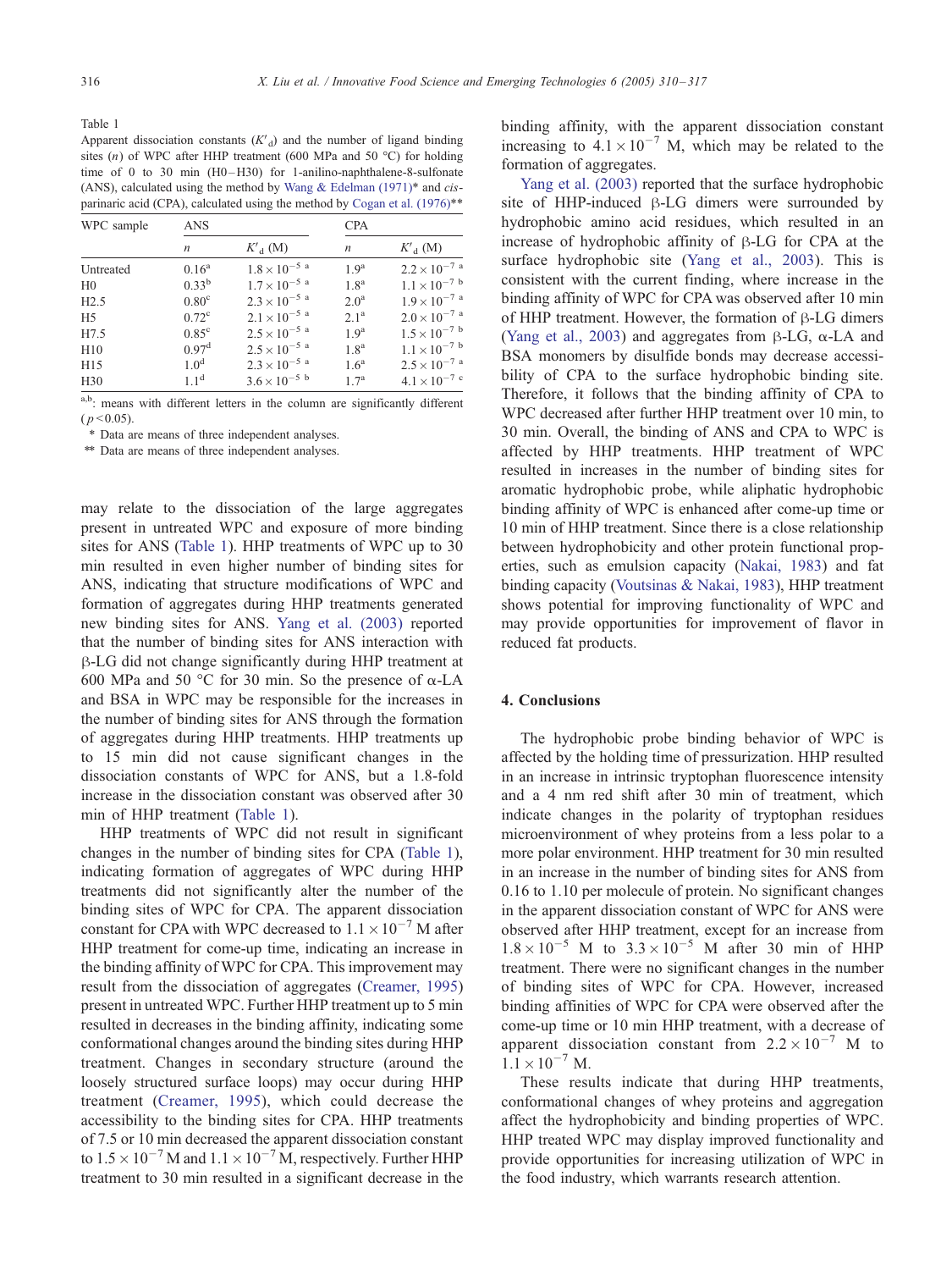Table 1

Apparent dissociation constants ($K'_d$) and the number of ligand binding sites ($n$) of WPC after HHP treatment (600 MPa and 50 °C) for holding time of 0 to 30 min (H0–H30) for 1-anilino-naphthalene-8-sulfonate (ANS), calculated using the method by Wang & Edelman (1971)* and *cis*-parinaric acid (CPA), calculated using the method by Cogan et al. (1976)**

| WPC sample | ANS | | CPA | |
|---|---|---|---|---|
| | $n$ | $K'_d$ (M) | $n$ | $K'_d$ (M) |
| Untreated | $0.16^a$ | $1.8 \times 10^{-5\ a}$ | $1.9^a$ | $2.2 \times 10^{-7\ a}$ |
| H0 | $0.33^b$ | $1.7 \times 10^{-5\ a}$ | $1.8^a$ | $1.1 \times 10^{-7\ b}$ |
| H2.5 | $0.80^c$ | $2.3 \times 10^{-5\ a}$ | $2.0^a$ | $1.9 \times 10^{-7\ a}$ |
| H5 | $0.72^c$ | $2.1 \times 10^{-5\ a}$ | $2.1^a$ | $2.0 \times 10^{-7\ a}$ |
| H7.5 | $0.85^c$ | $2.5 \times 10^{-5\ a}$ | $1.9^a$ | $1.5 \times 10^{-7\ b}$ |
| H10 | $0.97^d$ | $2.5 \times 10^{-5\ a}$ | $1.8^a$ | $1.1 \times 10^{-7\ b}$ |
| H15 | $1.0^d$ | $2.3 \times 10^{-5\ a}$ | $1.6^a$ | $2.5 \times 10^{-7\ a}$ |
| H30 | $1.1^d$ | $3.6 \times 10^{-5\ b}$ | $1.7^a$ | $4.1 \times 10^{-7\ c}$ |

a,b: means with different letters in the column are significantly different ($p < 0.05$).

\* Data are means of three independent analyses.

\*\* Data are means of three independent analyses.

may relate to the dissociation of the large aggregates present in untreated WPC and exposure of more binding sites for ANS (Table 1). HHP treatments of WPC up to 30 min resulted in even higher number of binding sites for ANS, indicating that structure modifications of WPC and formation of aggregates during HHP treatments generated new binding sites for ANS. Yang et al. (2003) reported that the number of binding sites for ANS interaction with β-LG did not change significantly during HHP treatment at 600 MPa and 50 °C for 30 min. So the presence of α-LA and BSA in WPC may be responsible for the increases in the number of binding sites for ANS through the formation of aggregates during HHP treatments. HHP treatments up to 15 min did not cause significant changes in the dissociation constants of WPC for ANS, but a 1.8-fold increase in the dissociation constant was observed after 30 min of HHP treatment (Table 1).

HHP treatments of WPC did not result in significant changes in the number of binding sites for CPA (Table 1), indicating formation of aggregates of WPC during HHP treatments did not significantly alter the number of the binding sites of WPC for CPA. The apparent dissociation constant for CPA with WPC decreased to $1.1 \times 10^{-7}$ M after HHP treatment for come-up time, indicating an increase in the binding affinity of WPC for CPA. This improvement may result from the dissociation of aggregates (Creamer, 1995) present in untreated WPC. Further HHP treatment up to 5 min resulted in decreases in the binding affinity, indicating some conformational changes around the binding sites during HHP treatment. Changes in secondary structure (around the loosely structured surface loops) may occur during HHP treatment (Creamer, 1995), which could decrease the accessibility to the binding sites for CPA. HHP treatments of 7.5 or 10 min decreased the apparent dissociation constant to $1.5 \times 10^{-7}$ M and $1.1 \times 10^{-7}$ M, respectively. Further HHP treatment to 30 min resulted in a significant decrease in the binding affinity, with the apparent dissociation constant increasing to $4.1 \times 10^{-7}$ M, which may be related to the formation of aggregates.

Yang et al. (2003) reported that the surface hydrophobic site of HHP-induced β-LG dimers were surrounded by hydrophobic amino acid residues, which resulted in an increase of hydrophobic affinity of β-LG for CPA at the surface hydrophobic site (Yang et al., 2003). This is consistent with the current finding, where increase in the binding affinity of WPC for CPA was observed after 10 min of HHP treatment. However, the formation of β-LG dimers (Yang et al., 2003) and aggregates from β-LG, α-LA and BSA monomers by disulfide bonds may decrease accessibility of CPA to the surface hydrophobic binding site. Therefore, it follows that the binding affinity of CPA to WPC decreased after further HHP treatment over 10 min, to 30 min. Overall, the binding of ANS and CPA to WPC is affected by HHP treatments. HHP treatment of WPC resulted in increases in the number of binding sites for aromatic hydrophobic probe, while aliphatic hydrophobic binding affinity of WPC is enhanced after come-up time or 10 min of HHP treatment. Since there is a close relationship between hydrophobicity and other protein functional properties, such as emulsion capacity (Nakai, 1983) and fat binding capacity (Voutsinas & Nakai, 1983), HHP treatment shows potential for improving functionality of WPC and may provide opportunities for improvement of flavor in reduced fat products.

## 4. Conclusions

The hydrophobic probe binding behavior of WPC is affected by the holding time of pressurization. HHP resulted in an increase in intrinsic tryptophan fluorescence intensity and a 4 nm red shift after 30 min of treatment, which indicate changes in the polarity of tryptophan residues microenvironment of whey proteins from a less polar to a more polar environment. HHP treatment for 30 min resulted in an increase in the number of binding sites for ANS from 0.16 to 1.10 per molecule of protein. No significant changes in the apparent dissociation constant of WPC for ANS were observed after HHP treatment, except for an increase from $1.8 \times 10^{-5}$ M to $3.3 \times 10^{-5}$ M after 30 min of HHP treatment. There were no significant changes in the number of binding sites of WPC for CPA. However, increased binding affinities of WPC for CPA were observed after the come-up time or 10 min HHP treatment, with a decrease of apparent dissociation constant from $2.2 \times 10^{-7}$ M to $1.1 \times 10^{-7}$ M.

These results indicate that during HHP treatments, conformational changes of whey proteins and aggregation affect the hydrophobicity and binding properties of WPC. HHP treated WPC may display improved functionality and provide opportunities for increasing utilization of WPC in the food industry, which warrants research attention.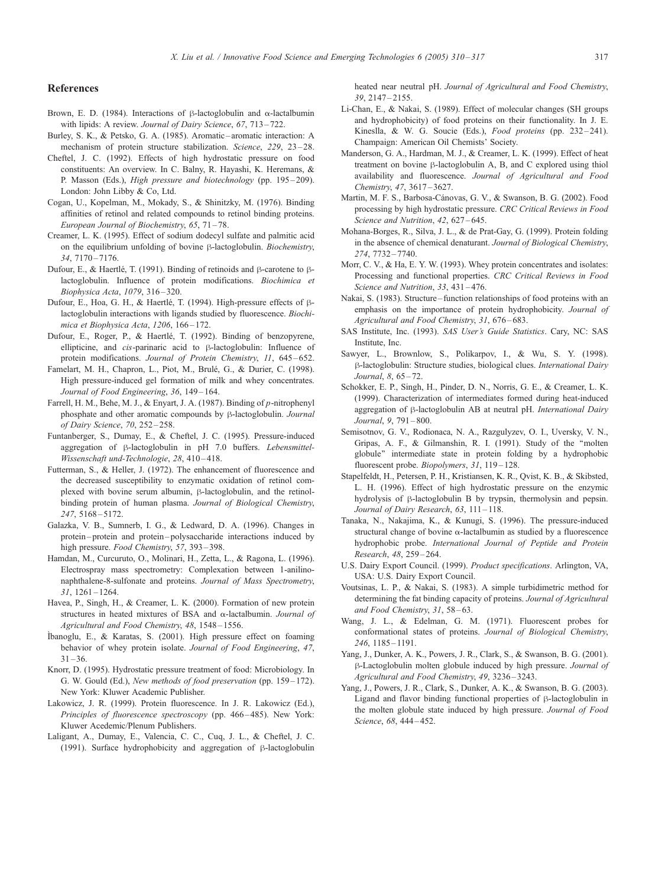## References

Brown, E. D. (1984). Interactions of β-lactoglobulin and α-lactalbumin with lipids: A review. *Journal of Dairy Science*, *67*, 713–722.

Burley, S. K., & Petsko, G. A. (1985). Aromatic–aromatic interaction: A mechanism of protein structure stabilization. *Science*, *229*, 23–28.

Cheftel, J. C. (1992). Effects of high hydrostatic pressure on food constituents: An overview. In C. Balny, R. Hayashi, K. Heremans, & P. Masson (Eds.), *High pressure and biotechnology* (pp. 195–209). London: John Libby & Co, Ltd.

Cogan, U., Kopelman, M., Mokady, S., & Shinitzky, M. (1976). Binding affinities of retinol and related compounds to retinol binding proteins. *European Journal of Biochemistry*, *65*, 71–78.

Creamer, L. K. (1995). Effect of sodium dodecyl sulfate and palmitic acid on the equilibrium unfolding of bovine β-lactoglobulin. *Biochemistry*, *34*, 7170–7176.

Dufour, E., & Haertlé, T. (1991). Binding of retinoids and β-carotene to β-lactoglobulin. Influence of protein modifications. *Biochimica et Biophysica Acta*, *1079*, 316–320.

Dufour, E., Hoa, G. H., & Haertlé, T. (1994). High-pressure effects of β-lactoglobulin interactions with ligands studied by fluorescence. *Biochimica et Biophysica Acta*, *1206*, 166–172.

Dufour, E., Roger, P., & Haertlé, T. (1992). Binding of benzopyrene, ellipticine, and *cis*-parinaric acid to β-lactoglobulin: Influence of protein modifications. *Journal of Protein Chemistry*, *11*, 645–652.

Famelart, M. H., Chapron, L., Piot, M., Brulé, G., & Durier, C. (1998). High pressure-induced gel formation of milk and whey concentrates. *Journal of Food Engineering*, *36*, 149–164.

Farrell, H. M., Behe, M. J., & Enyart, J. A. (1987). Binding of *p*-nitrophenyl phosphate and other aromatic compounds by β-lactoglobulin. *Journal of Dairy Science*, *70*, 252–258.

Funtanberger, S., Dumay, E., & Cheftel, J. C. (1995). Pressure-induced aggregation of β-lactoglobulin in pH 7.0 buffers. *Lebensmittel-Wissenschaft und-Technologie*, *28*, 410–418.

Futterman, S., & Heller, J. (1972). The enhancement of fluorescence and the decreased susceptibility to enzymatic oxidation of retinol complexed with bovine serum albumin, β-lactoglobulin, and the retinol-binding protein of human plasma. *Journal of Biological Chemistry*, *247*, 5168–5172.

Galazka, V. B., Sumnerb, I. G., & Ledward, D. A. (1996). Changes in protein–protein and protein–polysaccharide interactions induced by high pressure. *Food Chemistry*, *57*, 393–398.

Hamdan, M., Curcuruto, O., Molinari, H., Zetta, L., & Ragona, L. (1996). Electrospray mass spectrometry: Complexation between 1-anilinonaphthalene-8-sulfonate and proteins. *Journal of Mass Spectrometry*, *31*, 1261–1264.

Havea, P., Singh, H., & Creamer, L. K. (2000). Formation of new protein structures in heated mixtures of BSA and α-lactalbumin. *Journal of Agricultural and Food Chemistry*, *48*, 1548–1556.

İbanoglu, E., & Karatas, S. (2001). High pressure effect on foaming behavior of whey protein isolate. *Journal of Food Engineering*, *47*, 31–36.

Knorr, D. (1995). Hydrostatic pressure treatment of food: Microbiology. In G. W. Gould (Ed.), *New methods of food preservation* (pp. 159–172). New York: Kluwer Academic Publisher.

Lakowicz, J. R. (1999). Protein fluorescence. In J. R. Lakowicz (Ed.), *Principles of fluorescence spectroscopy* (pp. 466–485). New York: Kluwer Acedemic/Plenum Publishers.

Laligant, A., Dumay, E., Valencia, C. C., Cuq, J. L., & Cheftel, J. C. (1991). Surface hydrophobicity and aggregation of β-lactoglobulin heated near neutral pH. *Journal of Agricultural and Food Chemistry*, *39*, 2147–2155.

Li-Chan, E., & Nakai, S. (1989). Effect of molecular changes (SH groups and hydrophobicity) of food proteins on their functionality. In J. E. Kineslla, & W. G. Soucie (Eds.), *Food proteins* (pp. 232–241). Champaign: American Oil Chemists' Society.

Manderson, G. A., Hardman, M. J., & Creamer, L. K. (1999). Effect of heat treatment on bovine β-lactoglobulin A, B, and C explored using thiol availability and fluorescence. *Journal of Agricultural and Food Chemistry*, *47*, 3617–3627.

Martin, M. F. S., Barbosa-Cánovas, G. V., & Swanson, B. G. (2002). Food processing by high hydrostatic pressure. *CRC Critical Reviews in Food Science and Nutrition*, *42*, 627–645.

Mohana-Borges, R., Silva, J. L., & de Prat-Gay, G. (1999). Protein folding in the absence of chemical denaturant. *Journal of Biological Chemistry*, *274*, 7732–7740.

Morr, C. V., & Ha, E. Y. W. (1993). Whey protein concentrates and isolates: Processing and functional properties. *CRC Critical Reviews in Food Science and Nutrition*, *33*, 431–476.

Nakai, S. (1983). Structure–function relationships of food proteins with an emphasis on the importance of protein hydrophobicity. *Journal of Agricultural and Food Chemistry*, *31*, 676–683.

SAS Institute, Inc. (1993). *SAS User's Guide Statistics*. Cary, NC: SAS Institute, Inc.

Sawyer, L., Brownlow, S., Polikarpov, I., & Wu, S. Y. (1998). β-lactoglobulin: Structure studies, biological clues. *International Dairy Journal*, *8*, 65–72.

Schokker, E. P., Singh, H., Pinder, D. N., Norris, G. E., & Creamer, L. K. (1999). Characterization of intermediates formed during heat-induced aggregation of β-lactoglobulin AB at neutral pH. *International Dairy Journal*, *9*, 791–800.

Semisotnov, G. V., Rodionaca, N. A., Razgulyzev, O. I., Uversky, V. N., Gripas, A. F., & Gilmanshin, R. I. (1991). Study of the "molten globule" intermediate state in protein folding by a hydrophobic fluorescent probe. *Biopolymers*, *31*, 119–128.

Stapelfeldt, H., Petersen, P. H., Kristiansen, K. R., Qvist, K. B., & Skibsted, L. H. (1996). Effect of high hydrostatic pressure on the enzymic hydrolysis of β-lactoglobulin B by trypsin, thermolysin and pepsin. *Journal of Dairy Research*, *63*, 111–118.

Tanaka, N., Nakajima, K., & Kunugi, S. (1996). The pressure-induced structural change of bovine α-lactalbumin as studied by a fluorescence hydrophobic probe. *International Journal of Peptide and Protein Research*, *48*, 259–264.

U.S. Dairy Export Council. (1999). *Product specifications*. Arlington, VA, USA: U.S. Dairy Export Council.

Voutsinas, L. P., & Nakai, S. (1983). A simple turbidimetric method for determining the fat binding capacity of proteins. *Journal of Agricultural and Food Chemistry*, *31*, 58–63.

Wang, J. L., & Edelman, G. M. (1971). Fluorescent probes for conformational states of proteins. *Journal of Biological Chemistry*, *246*, 1185–1191.

Yang, J., Dunker, A. K., Powers, J. R., Clark, S., & Swanson, B. G. (2001). β-Lactoglobulin molten globule induced by high pressure. *Journal of Agricultural and Food Chemistry*, *49*, 3236–3243.

Yang, J., Powers, J. R., Clark, S., Dunker, A. K., & Swanson, B. G. (2003). Ligand and flavor binding functional properties of β-lactoglobulin in the molten globule state induced by high pressure. *Journal of Food Science*, *68*, 444–452.